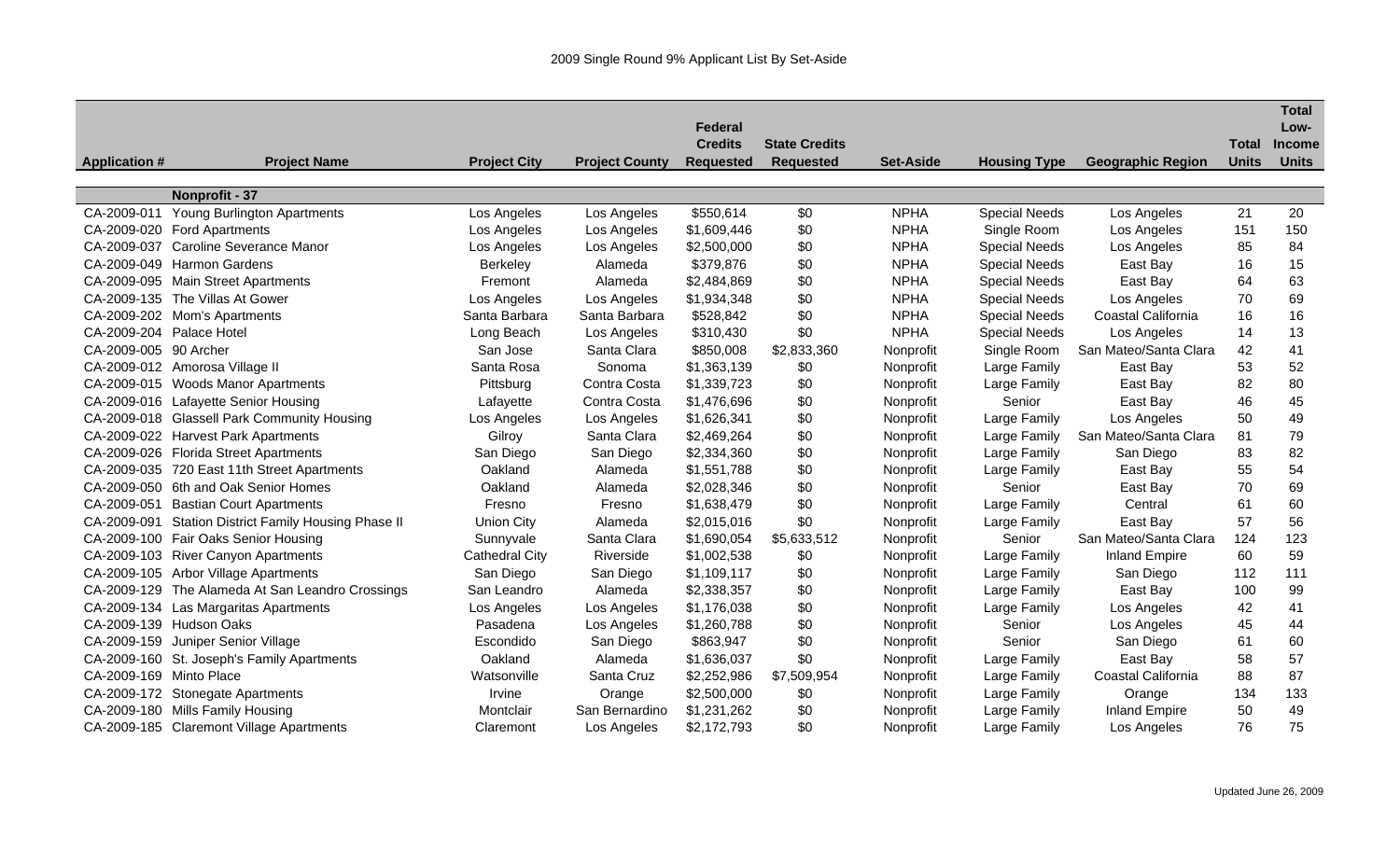## 2009 Single Round 9% Applicant List By Set-Aside

| Application # | Project Name | Project City | Project County | Federal Credits Requested | State Credits Requested | Set-Aside | Housing Type | Geographic Region | Total Units | Total Low-Income Units |
|---|---|---|---|---|---|---|---|---|---|---|
| | **Nonprofit - 37** | | | | | | | | | |
| CA-2009-011 | Young Burlington Apartments | Los Angeles | Los Angeles | $550,614 | $0 | NPHA | Special Needs | Los Angeles | 21 | 20 |
| CA-2009-020 | Ford Apartments | Los Angeles | Los Angeles | $1,609,446 | $0 | NPHA | Single Room | Los Angeles | 151 | 150 |
| CA-2009-037 | Caroline Severance Manor | Los Angeles | Los Angeles | $2,500,000 | $0 | NPHA | Special Needs | Los Angeles | 85 | 84 |
| CA-2009-049 | Harmon Gardens | Berkeley | Alameda | $379,876 | $0 | NPHA | Special Needs | East Bay | 16 | 15 |
| CA-2009-095 | Main Street Apartments | Fremont | Alameda | $2,484,869 | $0 | NPHA | Special Needs | East Bay | 64 | 63 |
| CA-2009-135 | The Villas At Gower | Los Angeles | Los Angeles | $1,934,348 | $0 | NPHA | Special Needs | Los Angeles | 70 | 69 |
| CA-2009-202 | Mom's Apartments | Santa Barbara | Santa Barbara | $528,842 | $0 | NPHA | Special Needs | Coastal California | 16 | 16 |
| CA-2009-204 | Palace Hotel | Long Beach | Los Angeles | $310,430 | $0 | NPHA | Special Needs | Los Angeles | 14 | 13 |
| CA-2009-005 | 90 Archer | San Jose | Santa Clara | $850,008 | $2,833,360 | Nonprofit | Single Room | San Mateo/Santa Clara | 42 | 41 |
| CA-2009-012 | Amorosa Village II | Santa Rosa | Sonoma | $1,363,139 | $0 | Nonprofit | Large Family | East Bay | 53 | 52 |
| CA-2009-015 | Woods Manor Apartments | Pittsburg | Contra Costa | $1,339,723 | $0 | Nonprofit | Large Family | East Bay | 82 | 80 |
| CA-2009-016 | Lafayette Senior Housing | Lafayette | Contra Costa | $1,476,696 | $0 | Nonprofit | Senior | East Bay | 46 | 45 |
| CA-2009-018 | Glassell Park Community Housing | Los Angeles | Los Angeles | $1,626,341 | $0 | Nonprofit | Large Family | Los Angeles | 50 | 49 |
| CA-2009-022 | Harvest Park Apartments | Gilroy | Santa Clara | $2,469,264 | $0 | Nonprofit | Large Family | San Mateo/Santa Clara | 81 | 79 |
| CA-2009-026 | Florida Street Apartments | San Diego | San Diego | $2,334,360 | $0 | Nonprofit | Large Family | San Diego | 83 | 82 |
| CA-2009-035 | 720 East 11th Street Apartments | Oakland | Alameda | $1,551,788 | $0 | Nonprofit | Large Family | East Bay | 55 | 54 |
| CA-2009-050 | 6th and Oak Senior Homes | Oakland | Alameda | $2,028,346 | $0 | Nonprofit | Senior | East Bay | 70 | 69 |
| CA-2009-051 | Bastian Court Apartments | Fresno | Fresno | $1,638,479 | $0 | Nonprofit | Large Family | Central | 61 | 60 |
| CA-2009-091 | Station District Family Housing Phase II | Union City | Alameda | $2,015,016 | $0 | Nonprofit | Large Family | East Bay | 57 | 56 |
| CA-2009-100 | Fair Oaks Senior Housing | Sunnyvale | Santa Clara | $1,690,054 | $5,633,512 | Nonprofit | Senior | San Mateo/Santa Clara | 124 | 123 |
| CA-2009-103 | River Canyon Apartments | Cathedral City | Riverside | $1,002,538 | $0 | Nonprofit | Large Family | Inland Empire | 60 | 59 |
| CA-2009-105 | Arbor Village Apartments | San Diego | San Diego | $1,109,117 | $0 | Nonprofit | Large Family | San Diego | 112 | 111 |
| CA-2009-129 | The Alameda At San Leandro Crossings | San Leandro | Alameda | $2,338,357 | $0 | Nonprofit | Large Family | East Bay | 100 | 99 |
| CA-2009-134 | Las Margaritas Apartments | Los Angeles | Los Angeles | $1,176,038 | $0 | Nonprofit | Large Family | Los Angeles | 42 | 41 |
| CA-2009-139 | Hudson Oaks | Pasadena | Los Angeles | $1,260,788 | $0 | Nonprofit | Senior | Los Angeles | 45 | 44 |
| CA-2009-159 | Juniper Senior Village | Escondido | San Diego | $863,947 | $0 | Nonprofit | Senior | San Diego | 61 | 60 |
| CA-2009-160 | St. Joseph's Family Apartments | Oakland | Alameda | $1,636,037 | $0 | Nonprofit | Large Family | East Bay | 58 | 57 |
| CA-2009-169 | Minto Place | Watsonville | Santa Cruz | $2,252,986 | $7,509,954 | Nonprofit | Large Family | Coastal California | 88 | 87 |
| CA-2009-172 | Stonegate Apartments | Irvine | Orange | $2,500,000 | $0 | Nonprofit | Large Family | Orange | 134 | 133 |
| CA-2009-180 | Mills Family Housing | Montclair | San Bernardino | $1,231,262 | $0 | Nonprofit | Large Family | Inland Empire | 50 | 49 |
| CA-2009-185 | Claremont Village Apartments | Claremont | Los Angeles | $2,172,793 | $0 | Nonprofit | Large Family | Los Angeles | 76 | 75 |

Updated June 26, 2009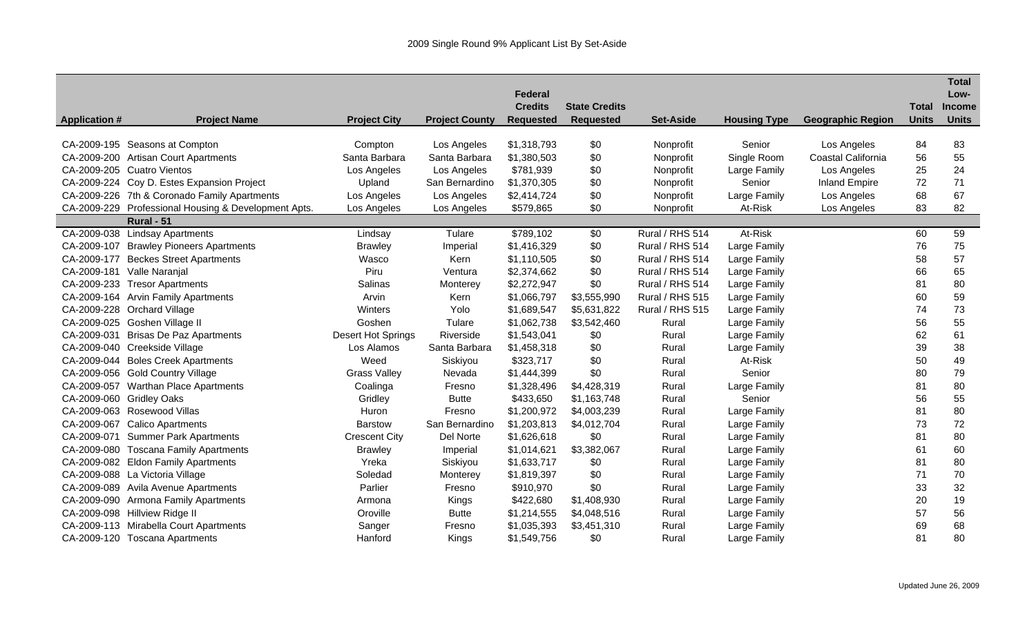## 2009 Single Round 9% Applicant List By Set-Aside

| Application # | Project Name | Project City | Project County | Federal Credits Requested | State Credits Requested | Set-Aside | Housing Type | Geographic Region | Total Units | Total Low-Income Units |
|---|---|---|---|---|---|---|---|---|---|---|
| CA-2009-195 | Seasons at Compton | Compton | Los Angeles | $1,318,793 | $0 | Nonprofit | Senior | Los Angeles | 84 | 83 |
| CA-2009-200 | Artisan Court Apartments | Santa Barbara | Santa Barbara | $1,380,503 | $0 | Nonprofit | Single Room | Coastal California | 56 | 55 |
| CA-2009-205 | Cuatro Vientos | Los Angeles | Los Angeles | $781,939 | $0 | Nonprofit | Large Family | Los Angeles | 25 | 24 |
| CA-2009-224 | Coy D. Estes Expansion Project | Upland | San Bernardino | $1,370,305 | $0 | Nonprofit | Senior | Inland Empire | 72 | 71 |
| CA-2009-226 | 7th & Coronado Family Apartments | Los Angeles | Los Angeles | $2,414,724 | $0 | Nonprofit | Large Family | Los Angeles | 68 | 67 |
| CA-2009-229 | Professional Housing & Development Apts. | Los Angeles | Los Angeles | $579,865 | $0 | Nonprofit | At-Risk | Los Angeles | 83 | 82 |
| | **Rural - 51** | | | | | | | | | |
| CA-2009-038 | Lindsay Apartments | Lindsay | Tulare | $789,102 | $0 | Rural / RHS 514 | At-Risk | | 60 | 59 |
| CA-2009-107 | Brawley Pioneers Apartments | Brawley | Imperial | $1,416,329 | $0 | Rural / RHS 514 | Large Family | | 76 | 75 |
| CA-2009-177 | Beckes Street Apartments | Wasco | Kern | $1,110,505 | $0 | Rural / RHS 514 | Large Family | | 58 | 57 |
| CA-2009-181 | Valle Naranjal | Piru | Ventura | $2,374,662 | $0 | Rural / RHS 514 | Large Family | | 66 | 65 |
| CA-2009-233 | Tresor Apartments | Salinas | Monterey | $2,272,947 | $0 | Rural / RHS 514 | Large Family | | 81 | 80 |
| CA-2009-164 | Arvin Family Apartments | Arvin | Kern | $1,066,797 | $3,555,990 | Rural / RHS 515 | Large Family | | 60 | 59 |
| CA-2009-228 | Orchard Village | Winters | Yolo | $1,689,547 | $5,631,822 | Rural / RHS 515 | Large Family | | 74 | 73 |
| CA-2009-025 | Goshen Village II | Goshen | Tulare | $1,062,738 | $3,542,460 | Rural | Large Family | | 56 | 55 |
| CA-2009-031 | Brisas De Paz Apartments | Desert Hot Springs | Riverside | $1,543,041 | $0 | Rural | Large Family | | 62 | 61 |
| CA-2009-040 | Creekside Village | Los Alamos | Santa Barbara | $1,458,318 | $0 | Rural | Large Family | | 39 | 38 |
| CA-2009-044 | Boles Creek Apartments | Weed | Siskiyou | $323,717 | $0 | Rural | At-Risk | | 50 | 49 |
| CA-2009-056 | Gold Country Village | Grass Valley | Nevada | $1,444,399 | $0 | Rural | Senior | | 80 | 79 |
| CA-2009-057 | Warthan Place Apartments | Coalinga | Fresno | $1,328,496 | $4,428,319 | Rural | Large Family | | 81 | 80 |
| CA-2009-060 | Gridley Oaks | Gridley | Butte | $433,650 | $1,163,748 | Rural | Senior | | 56 | 55 |
| CA-2009-063 | Rosewood Villas | Huron | Fresno | $1,200,972 | $4,003,239 | Rural | Large Family | | 81 | 80 |
| CA-2009-067 | Calico Apartments | Barstow | San Bernardino | $1,203,813 | $4,012,704 | Rural | Large Family | | 73 | 72 |
| CA-2009-071 | Summer Park Apartments | Crescent City | Del Norte | $1,626,618 | $0 | Rural | Large Family | | 81 | 80 |
| CA-2009-080 | Toscana Family Apartments | Brawley | Imperial | $1,014,621 | $3,382,067 | Rural | Large Family | | 61 | 60 |
| CA-2009-082 | Eldon Family Apartments | Yreka | Siskiyou | $1,633,717 | $0 | Rural | Large Family | | 81 | 80 |
| CA-2009-088 | La Victoria Village | Soledad | Monterey | $1,819,397 | $0 | Rural | Large Family | | 71 | 70 |
| CA-2009-089 | Avila Avenue Apartments | Parlier | Fresno | $910,970 | $0 | Rural | Large Family | | 33 | 32 |
| CA-2009-090 | Armona Family Apartments | Armona | Kings | $422,680 | $1,408,930 | Rural | Large Family | | 20 | 19 |
| CA-2009-098 | Hillview Ridge II | Oroville | Butte | $1,214,555 | $4,048,516 | Rural | Large Family | | 57 | 56 |
| CA-2009-113 | Mirabella Court Apartments | Sanger | Fresno | $1,035,393 | $3,451,310 | Rural | Large Family | | 69 | 68 |
| CA-2009-120 | Toscana Apartments | Hanford | Kings | $1,549,756 | $0 | Rural | Large Family | | 81 | 80 |

Updated June 26, 2009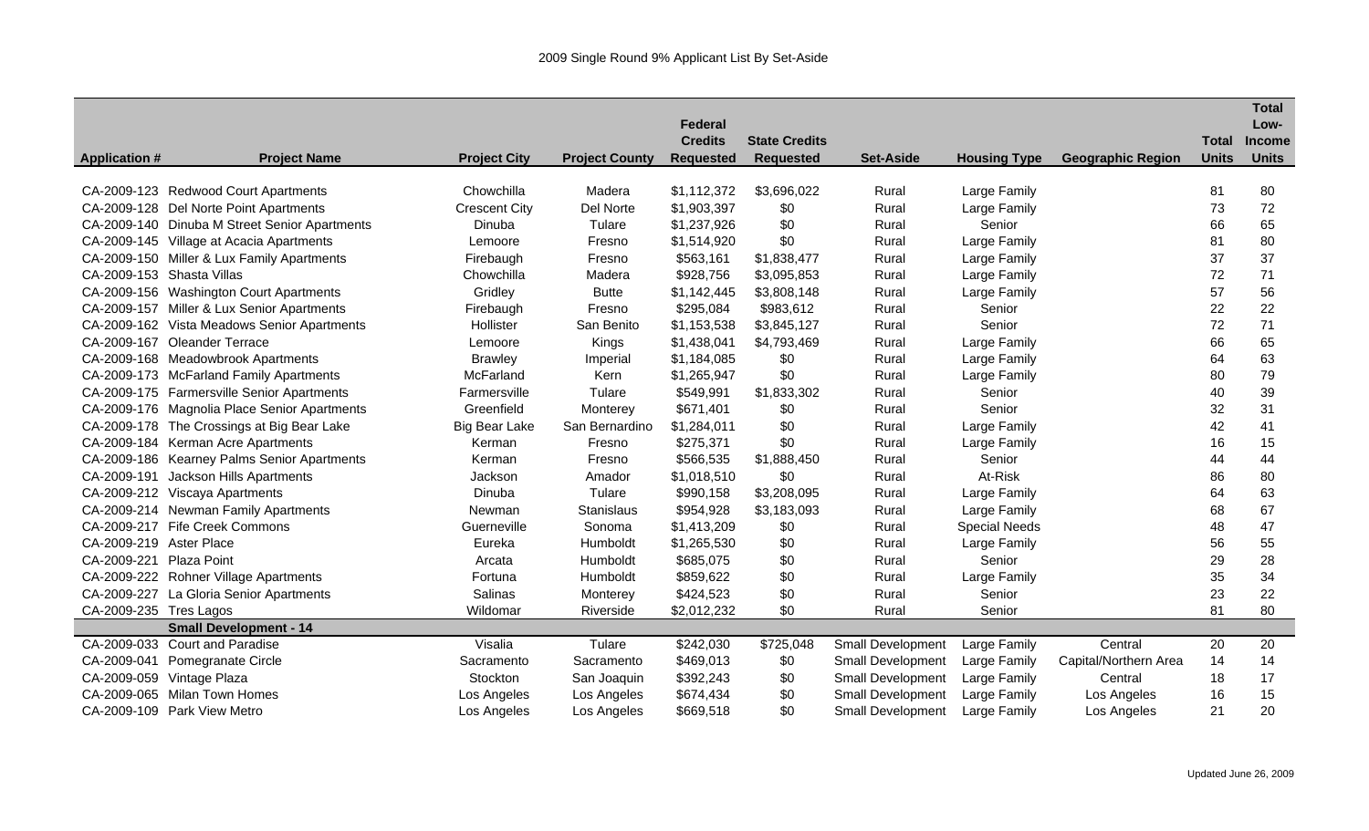## 2009 Single Round 9% Applicant List By Set-Aside

| Application # | Project Name | Project City | Project County | Federal Credits Requested | State Credits Requested | Set-Aside | Housing Type | Geographic Region | Total Units | Total Low-Income Units |
|---|---|---|---|---|---|---|---|---|---|---|
| CA-2009-123 | Redwood Court Apartments | Chowchilla | Madera | $1,112,372 | $3,696,022 | Rural | Large Family | | 81 | 80 |
| CA-2009-128 | Del Norte Point Apartments | Crescent City | Del Norte | $1,903,397 | $0 | Rural | Large Family | | 73 | 72 |
| CA-2009-140 | Dinuba M Street Senior Apartments | Dinuba | Tulare | $1,237,926 | $0 | Rural | Senior | | 66 | 65 |
| CA-2009-145 | Village at Acacia Apartments | Lemoore | Fresno | $1,514,920 | $0 | Rural | Large Family | | 81 | 80 |
| CA-2009-150 | Miller & Lux Family Apartments | Firebaugh | Fresno | $563,161 | $1,838,477 | Rural | Large Family | | 37 | 37 |
| CA-2009-153 | Shasta Villas | Chowchilla | Madera | $928,756 | $3,095,853 | Rural | Large Family | | 72 | 71 |
| CA-2009-156 | Washington Court Apartments | Gridley | Butte | $1,142,445 | $3,808,148 | Rural | Large Family | | 57 | 56 |
| CA-2009-157 | Miller & Lux Senior Apartments | Firebaugh | Fresno | $295,084 | $983,612 | Rural | Senior | | 22 | 22 |
| CA-2009-162 | Vista Meadows Senior Apartments | Hollister | San Benito | $1,153,538 | $3,845,127 | Rural | Senior | | 72 | 71 |
| CA-2009-167 | Oleander Terrace | Lemoore | Kings | $1,438,041 | $4,793,469 | Rural | Large Family | | 66 | 65 |
| CA-2009-168 | Meadowbrook Apartments | Brawley | Imperial | $1,184,085 | $0 | Rural | Large Family | | 64 | 63 |
| CA-2009-173 | McFarland Family Apartments | McFarland | Kern | $1,265,947 | $0 | Rural | Large Family | | 80 | 79 |
| CA-2009-175 | Farmersville Senior Apartments | Farmersville | Tulare | $549,991 | $1,833,302 | Rural | Senior | | 40 | 39 |
| CA-2009-176 | Magnolia Place Senior Apartments | Greenfield | Monterey | $671,401 | $0 | Rural | Senior | | 32 | 31 |
| CA-2009-178 | The Crossings at Big Bear Lake | Big Bear Lake | San Bernardino | $1,284,011 | $0 | Rural | Large Family | | 42 | 41 |
| CA-2009-184 | Kerman Acre Apartments | Kerman | Fresno | $275,371 | $0 | Rural | Large Family | | 16 | 15 |
| CA-2009-186 | Kearney Palms Senior Apartments | Kerman | Fresno | $566,535 | $1,888,450 | Rural | Senior | | 44 | 44 |
| CA-2009-191 | Jackson Hills Apartments | Jackson | Amador | $1,018,510 | $0 | Rural | At-Risk | | 86 | 80 |
| CA-2009-212 | Viscaya Apartments | Dinuba | Tulare | $990,158 | $3,208,095 | Rural | Large Family | | 64 | 63 |
| CA-2009-214 | Newman Family Apartments | Newman | Stanislaus | $954,928 | $3,183,093 | Rural | Large Family | | 68 | 67 |
| CA-2009-217 | Fife Creek Commons | Guerneville | Sonoma | $1,413,209 | $0 | Rural | Special Needs | | 48 | 47 |
| CA-2009-219 | Aster Place | Eureka | Humboldt | $1,265,530 | $0 | Rural | Large Family | | 56 | 55 |
| CA-2009-221 | Plaza Point | Arcata | Humboldt | $685,075 | $0 | Rural | Senior | | 29 | 28 |
| CA-2009-222 | Rohner Village Apartments | Fortuna | Humboldt | $859,622 | $0 | Rural | Large Family | | 35 | 34 |
| CA-2009-227 | La Gloria Senior Apartments | Salinas | Monterey | $424,523 | $0 | Rural | Senior | | 23 | 22 |
| CA-2009-235 | Tres Lagos | Wildomar | Riverside | $2,012,232 | $0 | Rural | Senior | | 81 | 80 |
| | **Small Development - 14** | | | | | | | | | |
| CA-2009-033 | Court and Paradise | Visalia | Tulare | $242,030 | $725,048 | Small Development | Large Family | Central | 20 | 20 |
| CA-2009-041 | Pomegranate Circle | Sacramento | Sacramento | $469,013 | $0 | Small Development | Large Family | Capital/Northern Area | 14 | 14 |
| CA-2009-059 | Vintage Plaza | Stockton | San Joaquin | $392,243 | $0 | Small Development | Large Family | Central | 18 | 17 |
| CA-2009-065 | Milan Town Homes | Los Angeles | Los Angeles | $674,434 | $0 | Small Development | Large Family | Los Angeles | 16 | 15 |
| CA-2009-109 | Park View Metro | Los Angeles | Los Angeles | $669,518 | $0 | Small Development | Large Family | Los Angeles | 21 | 20 |

Updated June 26, 2009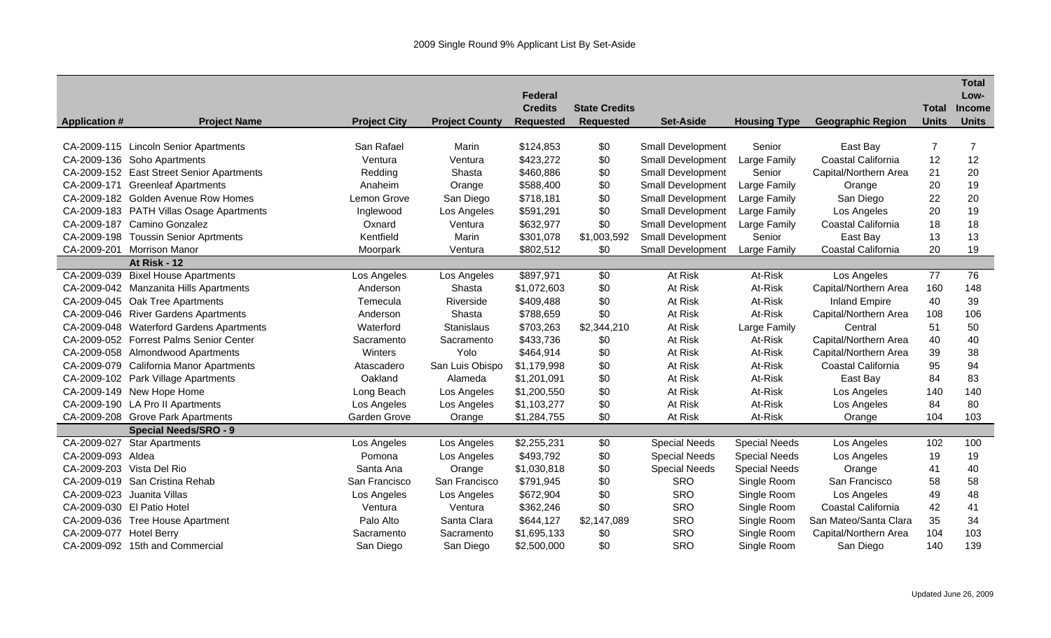2009 Single Round 9% Applicant List By Set-Aside

| Application # | Project Name | Project City | Project County | Federal Credits Requested | State Credits Requested | Set-Aside | Housing Type | Geographic Region | Total Units | Total Low-Income Units |
|---|---|---|---|---|---|---|---|---|---|---|
| CA-2009-115 | Lincoln Senior Apartments | San Rafael | Marin | $124,853 | $0 | Small Development | Senior | East Bay | 7 | 7 |
| CA-2009-136 | Soho Apartments | Ventura | Ventura | $423,272 | $0 | Small Development | Large Family | Coastal California | 12 | 12 |
| CA-2009-152 | East Street Senior Apartments | Redding | Shasta | $460,886 | $0 | Small Development | Senior | Capital/Northern Area | 21 | 20 |
| CA-2009-171 | Greenleaf Apartments | Anaheim | Orange | $588,400 | $0 | Small Development | Large Family | Orange | 20 | 19 |
| CA-2009-182 | Golden Avenue Row Homes | Lemon Grove | San Diego | $718,181 | $0 | Small Development | Large Family | San Diego | 22 | 20 |
| CA-2009-183 | PATH Villas Osage Apartments | Inglewood | Los Angeles | $591,291 | $0 | Small Development | Large Family | Los Angeles | 20 | 19 |
| CA-2009-187 | Camino Gonzalez | Oxnard | Ventura | $632,977 | $0 | Small Development | Large Family | Coastal California | 18 | 18 |
| CA-2009-198 | Toussin Senior Aprtments | Kentfield | Marin | $301,078 | $1,003,592 | Small Development | Senior | East Bay | 13 | 13 |
| CA-2009-201 | Morrison Manor | Moorpark | Ventura | $802,512 | $0 | Small Development | Large Family | Coastal California | 20 | 19 |
| | **At Risk - 12** | | | | | | | | | |
| CA-2009-039 | Bixel House Apartments | Los Angeles | Los Angeles | $897,971 | $0 | At Risk | At-Risk | Los Angeles | 77 | 76 |
| CA-2009-042 | Manzanita Hills Apartments | Anderson | Shasta | $1,072,603 | $0 | At Risk | At-Risk | Capital/Northern Area | 160 | 148 |
| CA-2009-045 | Oak Tree Apartments | Temecula | Riverside | $409,488 | $0 | At Risk | At-Risk | Inland Empire | 40 | 39 |
| CA-2009-046 | River Gardens Apartments | Anderson | Shasta | $788,659 | $0 | At Risk | At-Risk | Capital/Northern Area | 108 | 106 |
| CA-2009-048 | Waterford Gardens Apartments | Waterford | Stanislaus | $703,263 | $2,344,210 | At Risk | Large Family | Central | 51 | 50 |
| CA-2009-052 | Forrest Palms Senior Center | Sacramento | Sacramento | $433,736 | $0 | At Risk | At-Risk | Capital/Northern Area | 40 | 40 |
| CA-2009-058 | Almondwood Apartments | Winters | Yolo | $464,914 | $0 | At Risk | At-Risk | Capital/Northern Area | 39 | 38 |
| CA-2009-079 | California Manor Apartments | Atascadero | San Luis Obispo | $1,179,998 | $0 | At Risk | At-Risk | Coastal California | 95 | 94 |
| CA-2009-102 | Park Village Apartments | Oakland | Alameda | $1,201,091 | $0 | At Risk | At-Risk | East Bay | 84 | 83 |
| CA-2009-149 | New Hope Home | Long Beach | Los Angeles | $1,200,550 | $0 | At Risk | At-Risk | Los Angeles | 140 | 140 |
| CA-2009-190 | LA Pro II Apartments | Los Angeles | Los Angeles | $1,103,277 | $0 | At Risk | At-Risk | Los Angeles | 84 | 80 |
| CA-2009-208 | Grove Park Apartments | Garden Grove | Orange | $1,284,755 | $0 | At Risk | At-Risk | Orange | 104 | 103 |
| | **Special Needs/SRO - 9** | | | | | | | | | |
| CA-2009-027 | Star Apartments | Los Angeles | Los Angeles | $2,255,231 | $0 | Special Needs | Special Needs | Los Angeles | 102 | 100 |
| CA-2009-093 | Aldea | Pomona | Los Angeles | $493,792 | $0 | Special Needs | Special Needs | Los Angeles | 19 | 19 |
| CA-2009-203 | Vista Del Rio | Santa Ana | Orange | $1,030,818 | $0 | Special Needs | Special Needs | Orange | 41 | 40 |
| CA-2009-019 | San Cristina Rehab | San Francisco | San Francisco | $791,945 | $0 | SRO | Single Room | San Francisco | 58 | 58 |
| CA-2009-023 | Juanita Villas | Los Angeles | Los Angeles | $672,904 | $0 | SRO | Single Room | Los Angeles | 49 | 48 |
| CA-2009-030 | El Patio Hotel | Ventura | Ventura | $362,246 | $0 | SRO | Single Room | Coastal California | 42 | 41 |
| CA-2009-036 | Tree House Apartment | Palo Alto | Santa Clara | $644,127 | $2,147,089 | SRO | Single Room | San Mateo/Santa Clara | 35 | 34 |
| CA-2009-077 | Hotel Berry | Sacramento | Sacramento | $1,695,133 | $0 | SRO | Single Room | Capital/Northern Area | 104 | 103 |
| CA-2009-092 | 15th and Commercial | San Diego | San Diego | $2,500,000 | $0 | SRO | Single Room | San Diego | 140 | 139 |

Updated June 26, 2009